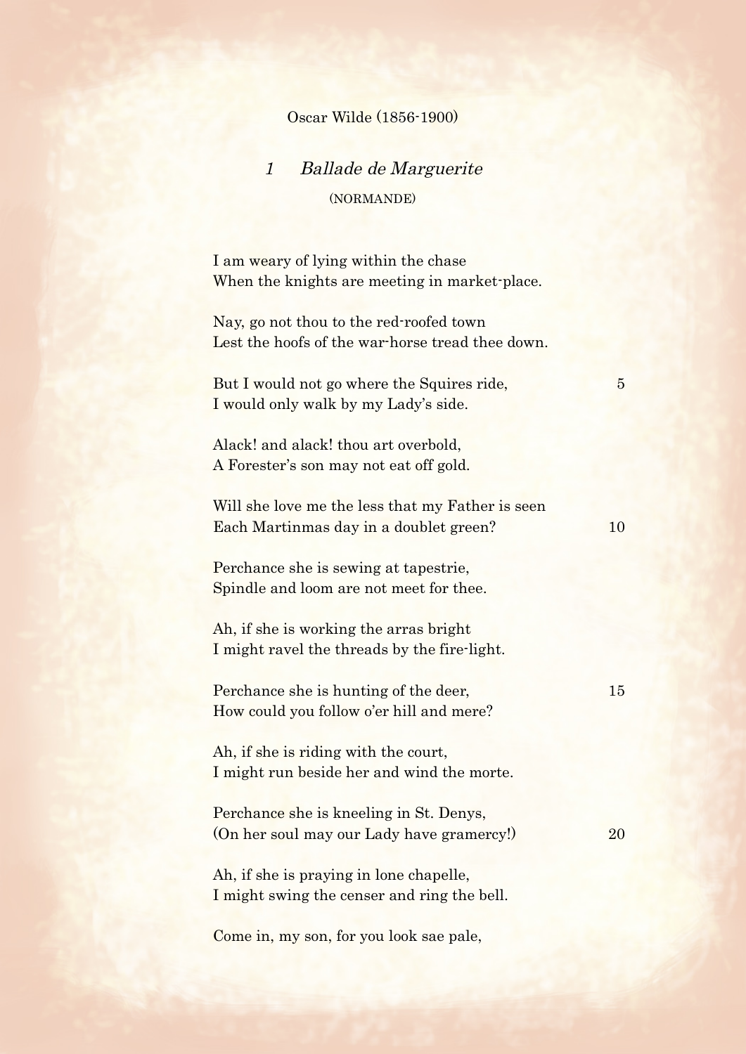Oscar Wilde (1856-1900)

## 1 *Ballade de Marguerite*

(NORMANDE)

I am weary of lying within the chase  
When the knights are meeting in market-place.

Nay, go not thou to the red-roofed town  
Lest the hoofs of the war-horse tread thee down.

But I would not go where the Squires ride, 5  
I would only walk by my Lady's side.

Alack! and alack! thou art overbold,  
A Forester's son may not eat off gold.

Will she love me the less that my Father is seen  
Each Martinmas day in a doublet green? 10

Perchance she is sewing at tapestrie,  
Spindle and loom are not meet for thee.

Ah, if she is working the arras bright  
I might ravel the threads by the fire-light.

Perchance she is hunting of the deer, 15  
How could you follow o'er hill and mere?

Ah, if she is riding with the court,  
I might run beside her and wind the morte.

Perchance she is kneeling in St. Denys,  
(On her soul may our Lady have gramercy!) 20

Ah, if she is praying in lone chapelle,  
I might swing the censer and ring the bell.

Come in, my son, for you look sae pale,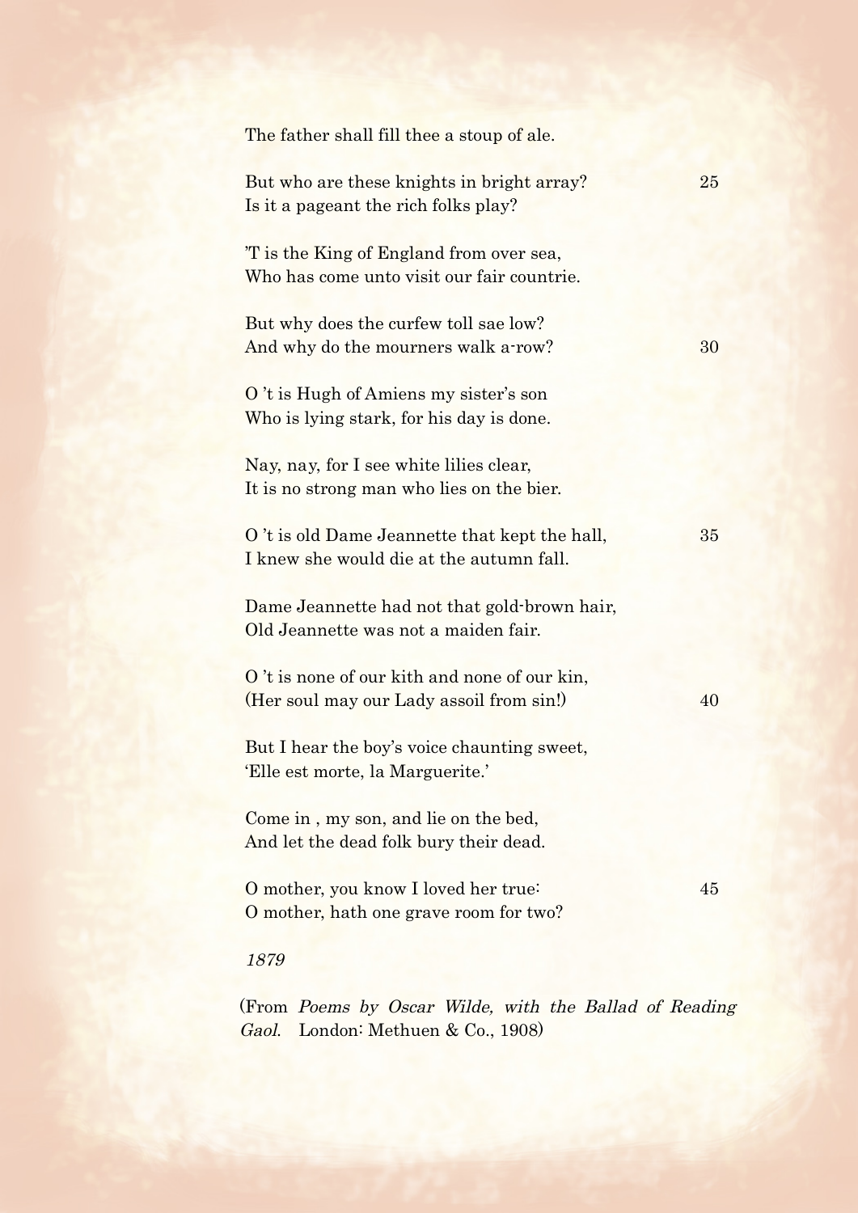The father shall fill thee a stoup of ale.

But who are these knights in bright array? 25
Is it a pageant the rich folks play?

'T is the King of England from over sea,
Who has come unto visit our fair countrie.

But why does the curfew toll sae low?
And why do the mourners walk a-row? 30

O 't is Hugh of Amiens my sister's son
Who is lying stark, for his day is done.

Nay, nay, for I see white lilies clear,
It is no strong man who lies on the bier.

O 't is old Dame Jeannette that kept the hall, 35
I knew she would die at the autumn fall.

Dame Jeannette had not that gold-brown hair,
Old Jeannette was not a maiden fair.

O 't is none of our kith and none of our kin,
(Her soul may our Lady assoil from sin!) 40

But I hear the boy's voice chaunting sweet,
'Elle est morte, la Marguerite.'

Come in , my son, and lie on the bed,
And let the dead folk bury their dead.

O mother, you know I loved her true: 45
O mother, hath one grave room for two?

*1879*

(From *Poems by Oscar Wilde, with the Ballad of Reading Gaol.* London: Methuen & Co., 1908)